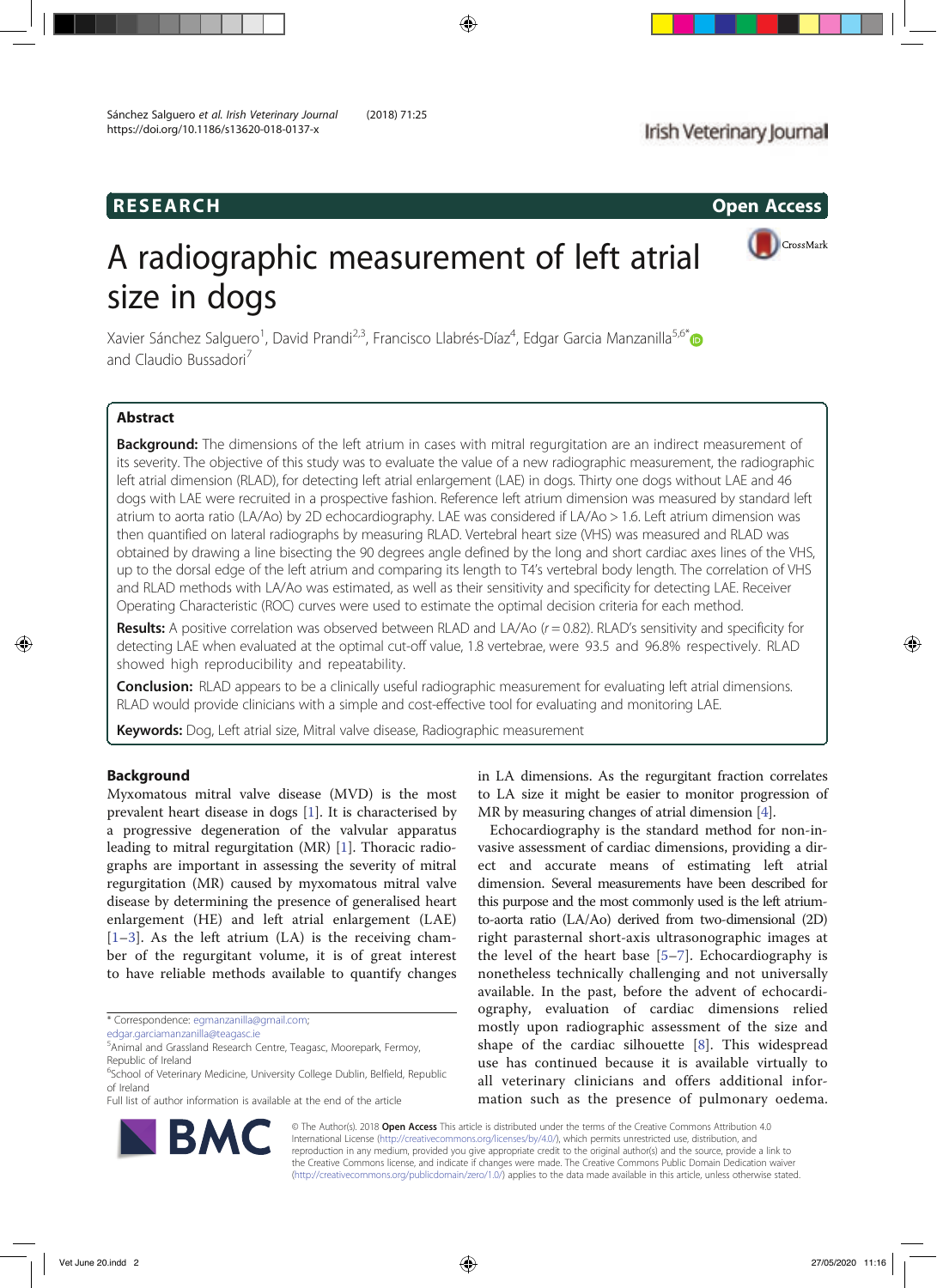RESEARCH

Open Access

# A radiographic measurement of left atrial size in dogs

Xavier Sánchez Salguero[1], David Prandi[2,3], Francisco Llabrés-Díaz[4], Edgar Garcia Manzanilla[5,6*] and Claudio Bussadori[7]

## Abstract

**Background:** The dimensions of the left atrium in cases with mitral regurgitation are an indirect measurement of its severity. The objective of this study was to evaluate the value of a new radiographic measurement, the radiographic left atrial dimension (RLAD), for detecting left atrial enlargement (LAE) in dogs. Thirty one dogs without LAE and 46 dogs with LAE were recruited in a prospective fashion. Reference left atrium dimension was measured by standard left atrium to aorta ratio (LA/Ao) by 2D echocardiography. LAE was considered if LA/Ao > 1.6. Left atrium dimension was then quantified on lateral radiographs by measuring RLAD. Vertebral heart size (VHS) was measured and RLAD was obtained by drawing a line bisecting the 90 degrees angle defined by the long and short cardiac axes lines of the VHS, up to the dorsal edge of the left atrium and comparing its length to T4's vertebral body length. The correlation of VHS and RLAD methods with LA/Ao was estimated, as well as their sensitivity and specificity for detecting LAE. Receiver Operating Characteristic (ROC) curves were used to estimate the optimal decision criteria for each method.

**Results:** A positive correlation was observed between RLAD and LA/Ao ($r = 0.82$). RLAD's sensitivity and specificity for detecting LAE when evaluated at the optimal cut-off value, 1.8 vertebrae, were 93.5 and 96.8% respectively. RLAD showed high reproducibility and repeatability.

**Conclusion:** RLAD appears to be a clinically useful radiographic measurement for evaluating left atrial dimensions. RLAD would provide clinicians with a simple and cost-effective tool for evaluating and monitoring LAE.

**Keywords:** Dog, Left atrial size, Mitral valve disease, Radiographic measurement

## Background

Myxomatous mitral valve disease (MVD) is the most prevalent heart disease in dogs [1]. It is characterised by a progressive degeneration of the valvular apparatus leading to mitral regurgitation (MR) [1]. Thoracic radiographs are important in assessing the severity of mitral regurgitation (MR) caused by myxomatous mitral valve disease by determining the presence of generalised heart enlargement (HE) and left atrial enlargement (LAE) [1–3]. As the left atrium (LA) is the receiving chamber of the regurgitant volume, it is of great interest to have reliable methods available to quantify changes in LA dimensions. As the regurgitant fraction correlates to LA size it might be easier to monitor progression of MR by measuring changes of atrial dimension [4].

Echocardiography is the standard method for non-invasive assessment of cardiac dimensions, providing a direct and accurate means of estimating left atrial dimension. Several measurements have been described for this purpose and the most commonly used is the left atrium-to-aorta ratio (LA/Ao) derived from two-dimensional (2D) right parasternal short-axis ultrasonographic images at the level of the heart base [5–7]. Echocardiography is nonetheless technically challenging and not universally available. In the past, before the advent of echocardiography, evaluation of cardiac dimensions relied mostly upon radiographic assessment of the size and shape of the cardiac silhouette [8]. This widespread use has continued because it is available virtually to all veterinary clinicians and offers additional information such as the presence of pulmonary oedema.

* Correspondence: egmanzanilla@gmail.com; edgar.garciamanzanilla@teagasc.ie
[5]Animal and Grassland Research Centre, Teagasc, Moorepark, Fermoy, Republic of Ireland
[6]School of Veterinary Medicine, University College Dublin, Belfield, Republic of Ireland
Full list of author information is available at the end of the article

© The Author(s). 2018 **Open Access** This article is distributed under the terms of the Creative Commons Attribution 4.0 International License (http://creativecommons.org/licenses/by/4.0/), which permits unrestricted use, distribution, and reproduction in any medium, provided you give appropriate credit to the original author(s) and the source, provide a link to the Creative Commons license, and indicate if changes were made. The Creative Commons Public Domain Dedication waiver (http://creativecommons.org/publicdomain/zero/1.0/) applies to the data made available in this article, unless otherwise stated.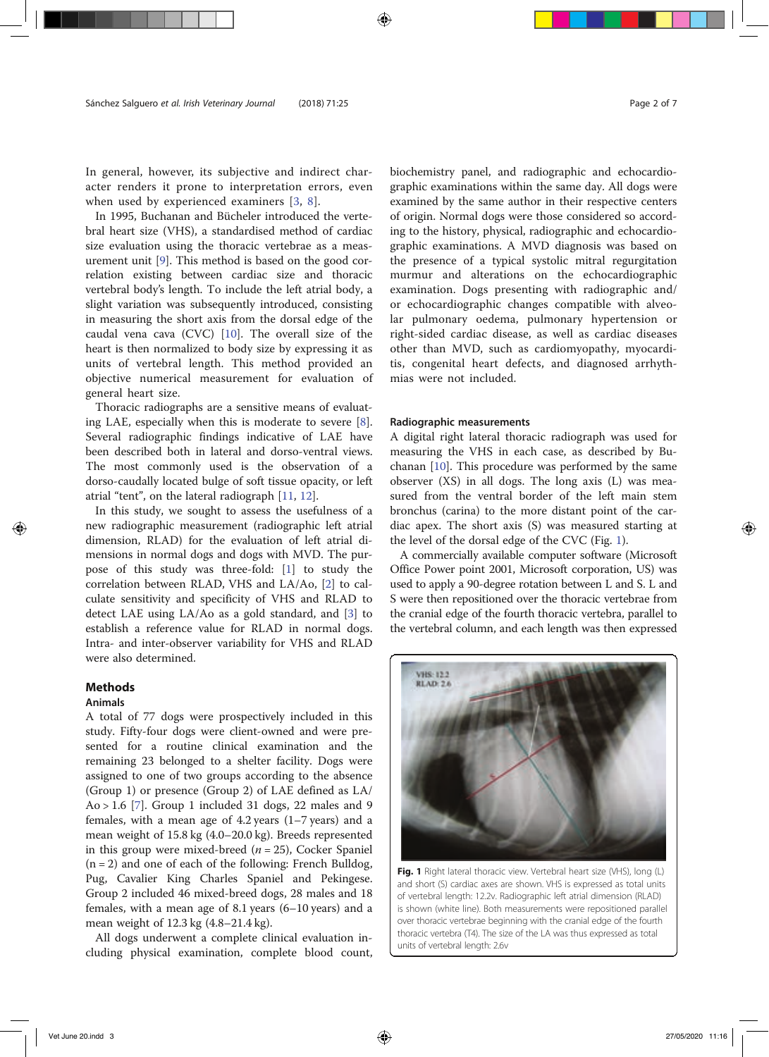In general, however, its subjective and indirect character renders it prone to interpretation errors, even when used by experienced examiners [3, 8].

In 1995, Buchanan and Bücheler introduced the vertebral heart size (VHS), a standardised method of cardiac size evaluation using the thoracic vertebrae as a measurement unit [9]. This method is based on the good correlation existing between cardiac size and thoracic vertebral body's length. To include the left atrial body, a slight variation was subsequently introduced, consisting in measuring the short axis from the dorsal edge of the caudal vena cava (CVC) [10]. The overall size of the heart is then normalized to body size by expressing it as units of vertebral length. This method provided an objective numerical measurement for evaluation of general heart size.

Thoracic radiographs are a sensitive means of evaluating LAE, especially when this is moderate to severe [8]. Several radiographic findings indicative of LAE have been described both in lateral and dorso-ventral views. The most commonly used is the observation of a dorso-caudally located bulge of soft tissue opacity, or left atrial "tent", on the lateral radiograph [11, 12].

In this study, we sought to assess the usefulness of a new radiographic measurement (radiographic left atrial dimension, RLAD) for the evaluation of left atrial dimensions in normal dogs and dogs with MVD. The purpose of this study was three-fold: [1] to study the correlation between RLAD, VHS and LA/Ao, [2] to calculate sensitivity and specificity of VHS and RLAD to detect LAE using LA/Ao as a gold standard, and [3] to establish a reference value for RLAD in normal dogs. Intra- and inter-observer variability for VHS and RLAD were also determined.

## Methods

### Animals

A total of 77 dogs were prospectively included in this study. Fifty-four dogs were client-owned and were presented for a routine clinical examination and the remaining 23 belonged to a shelter facility. Dogs were assigned to one of two groups according to the absence (Group 1) or presence (Group 2) of LAE defined as LA/Ao > 1.6 [7]. Group 1 included 31 dogs, 22 males and 9 females, with a mean age of 4.2 years (1–7 years) and a mean weight of 15.8 kg (4.0–20.0 kg). Breeds represented in this group were mixed-breed ($n = 25$), Cocker Spaniel ($n = 2$) and one of each of the following: French Bulldog, Pug, Cavalier King Charles Spaniel and Pekingese. Group 2 included 46 mixed-breed dogs, 28 males and 18 females, with a mean age of 8.1 years (6–10 years) and a mean weight of 12.3 kg (4.8–21.4 kg).

All dogs underwent a complete clinical evaluation including physical examination, complete blood count, biochemistry panel, and radiographic and echocardiographic examinations within the same day. All dogs were examined by the same author in their respective centers of origin. Normal dogs were those considered so according to the history, physical, radiographic and echocardiographic examinations. A MVD diagnosis was based on the presence of a typical systolic mitral regurgitation murmur and alterations on the echocardiographic examination. Dogs presenting with radiographic and/or echocardiographic changes compatible with alveolar pulmonary oedema, pulmonary hypertension or right-sided cardiac disease, as well as cardiac diseases other than MVD, such as cardiomyopathy, myocarditis, congenital heart defects, and diagnosed arrhythmias were not included.

### Radiographic measurements

A digital right lateral thoracic radiograph was used for measuring the VHS in each case, as described by Buchanan [10]. This procedure was performed by the same observer (XS) in all dogs. The long axis (L) was measured from the ventral border of the left main stem bronchus (carina) to the more distant point of the cardiac apex. The short axis (S) was measured starting at the level of the dorsal edge of the CVC (Fig. 1).

A commercially available computer software (Microsoft Office Power point 2001, Microsoft corporation, US) was used to apply a 90-degree rotation between L and S. L and S were then repositioned over the thoracic vertebrae from the cranial edge of the fourth thoracic vertebra, parallel to the vertebral column, and each length was then expressed

**Fig. 1** Right lateral thoracic view. Vertebral heart size (VHS), long (L) and short (S) cardiac axes are shown. VHS is expressed as total units of vertebral length: 12.2v. Radiographic left atrial dimension (RLAD) is shown (white line). Both measurements were repositioned parallel over thoracic vertebrae beginning with the cranial edge of the fourth thoracic vertebra (T4). The size of the LA was thus expressed as total units of vertebral length: 2.6v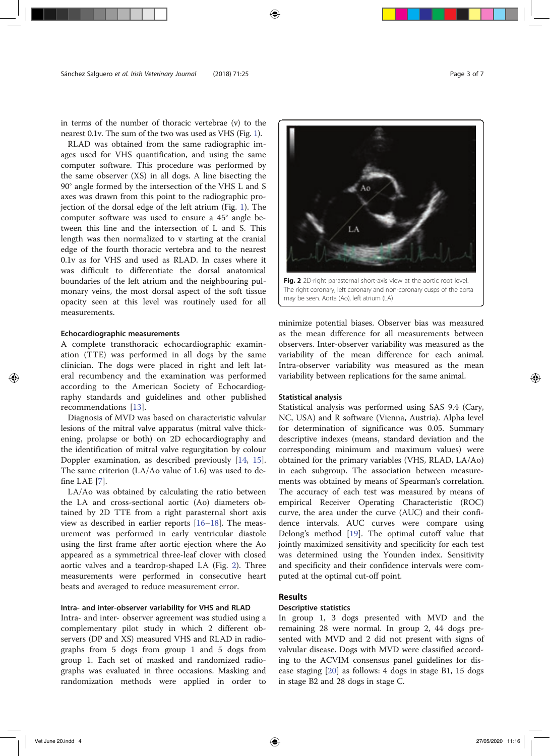in terms of the number of thoracic vertebrae (v) to the nearest 0.1v. The sum of the two was used as VHS (Fig. 1).

RLAD was obtained from the same radiographic images used for VHS quantification, and using the same computer software. This procedure was performed by the same observer (XS) in all dogs. A line bisecting the 90° angle formed by the intersection of the VHS L and S axes was drawn from this point to the radiographic projection of the dorsal edge of the left atrium (Fig. 1). The computer software was used to ensure a 45° angle between this line and the intersection of L and S. This length was then normalized to v starting at the cranial edge of the fourth thoracic vertebra and to the nearest 0.1v as for VHS and used as RLAD. In cases where it was difficult to differentiate the dorsal anatomical boundaries of the left atrium and the neighbouring pulmonary veins, the most dorsal aspect of the soft tissue opacity seen at this level was routinely used for all measurements.

### Echocardiographic measurements

A complete transthoracic echocardiographic examination (TTE) was performed in all dogs by the same clinician. The dogs were placed in right and left lateral recumbency and the examination was performed according to the American Society of Echocardiography standards and guidelines and other published recommendations [13].

Diagnosis of MVD was based on characteristic valvular lesions of the mitral valve apparatus (mitral valve thickening, prolapse or both) on 2D echocardiography and the identification of mitral valve regurgitation by colour Doppler examination, as described previously [14, 15]. The same criterion (LA/Ao value of 1.6) was used to define LAE [7].

LA/Ao was obtained by calculating the ratio between the LA and cross-sectional aortic (Ao) diameters obtained by 2D TTE from a right parasternal short axis view as described in earlier reports [16–18]. The measurement was performed in early ventricular diastole using the first frame after aortic ejection where the Ao appeared as a symmetrical three-leaf clover with closed aortic valves and a teardrop-shaped LA (Fig. 2). Three measurements were performed in consecutive heart beats and averaged to reduce measurement error.

### Intra- and inter-observer variability for VHS and RLAD

Intra- and inter- observer agreement was studied using a complementary pilot study in which 2 different observers (DP and XS) measured VHS and RLAD in radiographs from 5 dogs from group 1 and 5 dogs from group 1. Each set of masked and randomized radiographs was evaluated in three occasions. Masking and randomization methods were applied in order to minimize potential biases. Observer bias was measured as the mean difference for all measurements between observers. Inter-observer variability was measured as the variability of the mean difference for each animal. Intra-observer variability was measured as the mean variability between replications for the same animal.

**Fig. 2** 2D-right parasternal short-axis view at the aortic root level. The right coronary, left coronary and non-coronary cusps of the aorta may be seen. Aorta (Ao), left atrium (LA)

### Statistical analysis

Statistical analysis was performed using SAS 9.4 (Cary, NC, USA) and R software (Vienna, Austria). Alpha level for determination of significance was 0.05. Summary descriptive indexes (means, standard deviation and the corresponding minimum and maximum values) were obtained for the primary variables (VHS, RLAD, LA/Ao) in each subgroup. The association between measurements was obtained by means of Spearman's correlation. The accuracy of each test was measured by means of empirical Receiver Operating Characteristic (ROC) curve, the area under the curve (AUC) and their confidence intervals. AUC curves were compare using Delong's method [19]. The optimal cutoff value that jointly maximized sensitivity and specificity for each test was determined using the Youden index. Sensitivity and specificity and their confidence intervals were computed at the optimal cut-off point.

## Results

### Descriptive statistics

In group 1, 3 dogs presented with MVD and the remaining 28 were normal. In group 2, 44 dogs presented with MVD and 2 did not present with signs of valvular disease. Dogs with MVD were classified according to the ACVIM consensus panel guidelines for disease staging [20] as follows: 4 dogs in stage B1, 15 dogs in stage B2 and 28 dogs in stage C.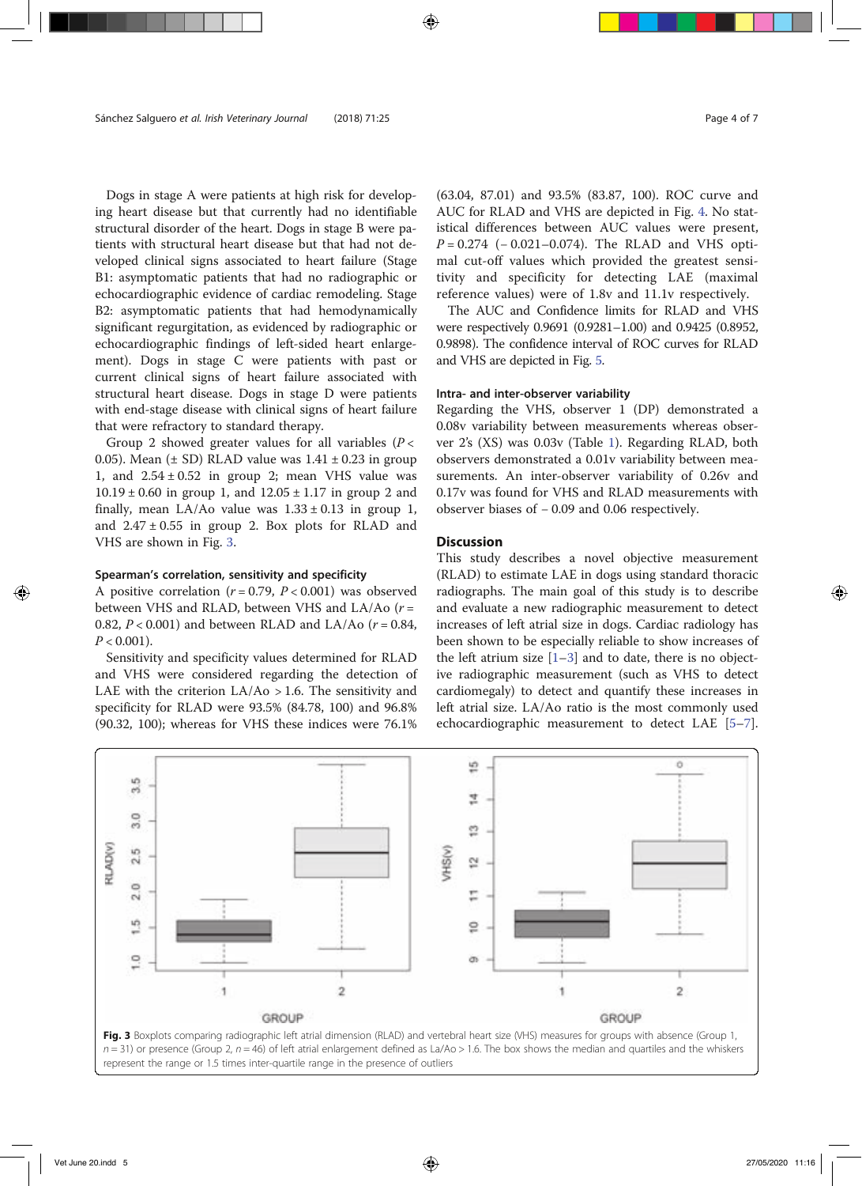Dogs in stage A were patients at high risk for developing heart disease but that currently had no identifiable structural disorder of the heart. Dogs in stage B were patients with structural heart disease but that had not developed clinical signs associated to heart failure (Stage B1: asymptomatic patients that had no radiographic or echocardiographic evidence of cardiac remodeling. Stage B2: asymptomatic patients that had hemodynamically significant regurgitation, as evidenced by radiographic or echocardiographic findings of left-sided heart enlargement). Dogs in stage C were patients with past or current clinical signs of heart failure associated with structural heart disease. Dogs in stage D were patients with end-stage disease with clinical signs of heart failure that were refractory to standard therapy.

Group 2 showed greater values for all variables ($P < 0.05$). Mean (± SD) RLAD value was 1.41 ± 0.23 in group 1, and 2.54 ± 0.52 in group 2; mean VHS value was 10.19 ± 0.60 in group 1, and 12.05 ± 1.17 in group 2 and finally, mean LA/Ao value was 1.33 ± 0.13 in group 1, and 2.47 ± 0.55 in group 2. Box plots for RLAD and VHS are shown in Fig. 3.

### Spearman's correlation, sensitivity and specificity

A positive correlation ($r = 0.79$, $P < 0.001$) was observed between VHS and RLAD, between VHS and LA/Ao ($r = 0.82$, $P < 0.001$) and between RLAD and LA/Ao ($r = 0.84$, $P < 0.001$).

Sensitivity and specificity values determined for RLAD and VHS were considered regarding the detection of LAE with the criterion LA/Ao > 1.6. The sensitivity and specificity for RLAD were 93.5% (84.78, 100) and 96.8% (90.32, 100); whereas for VHS these indices were 76.1% (63.04, 87.01) and 93.5% (83.87, 100). ROC curve and AUC for RLAD and VHS are depicted in Fig. 4. No statistical differences between AUC values were present, $P = 0.274$ (− 0.021–0.074). The RLAD and VHS optimal cut-off values which provided the greatest sensitivity and specificity for detecting LAE (maximal reference values) were of 1.8v and 11.1v respectively.

The AUC and Confidence limits for RLAD and VHS were respectively 0.9691 (0.9281–1.00) and 0.9425 (0.8952, 0.9898). The confidence interval of ROC curves for RLAD and VHS are depicted in Fig. 5.

### Intra- and inter-observer variability

Regarding the VHS, observer 1 (DP) demonstrated a 0.08v variability between measurements whereas observer 2's (XS) was 0.03v (Table 1). Regarding RLAD, both observers demonstrated a 0.01v variability between measurements. An inter-observer variability of 0.26v and 0.17v was found for VHS and RLAD measurements with observer biases of − 0.09 and 0.06 respectively.

## Discussion

This study describes a novel objective measurement (RLAD) to estimate LAE in dogs using standard thoracic radiographs. The main goal of this study is to describe and evaluate a new radiographic measurement to detect increases of left atrial size in dogs. Cardiac radiology has been shown to be especially reliable to show increases of the left atrium size [1–3] and to date, there is no objective radiographic measurement (such as VHS to detect cardiomegaly) to detect and quantify these increases in left atrial size. LA/Ao ratio is the most commonly used echocardiographic measurement to detect LAE [5–7].

**Fig. 3** Boxplots comparing radiographic left atrial dimension (RLAD) and vertebral heart size (VHS) measures for groups with absence (Group 1, $n = 31$) or presence (Group 2, $n = 46$) of left atrial enlargement defined as La/Ao > 1.6. The box shows the median and quartiles and the whiskers represent the range or 1.5 times inter-quartile range in the presence of outliers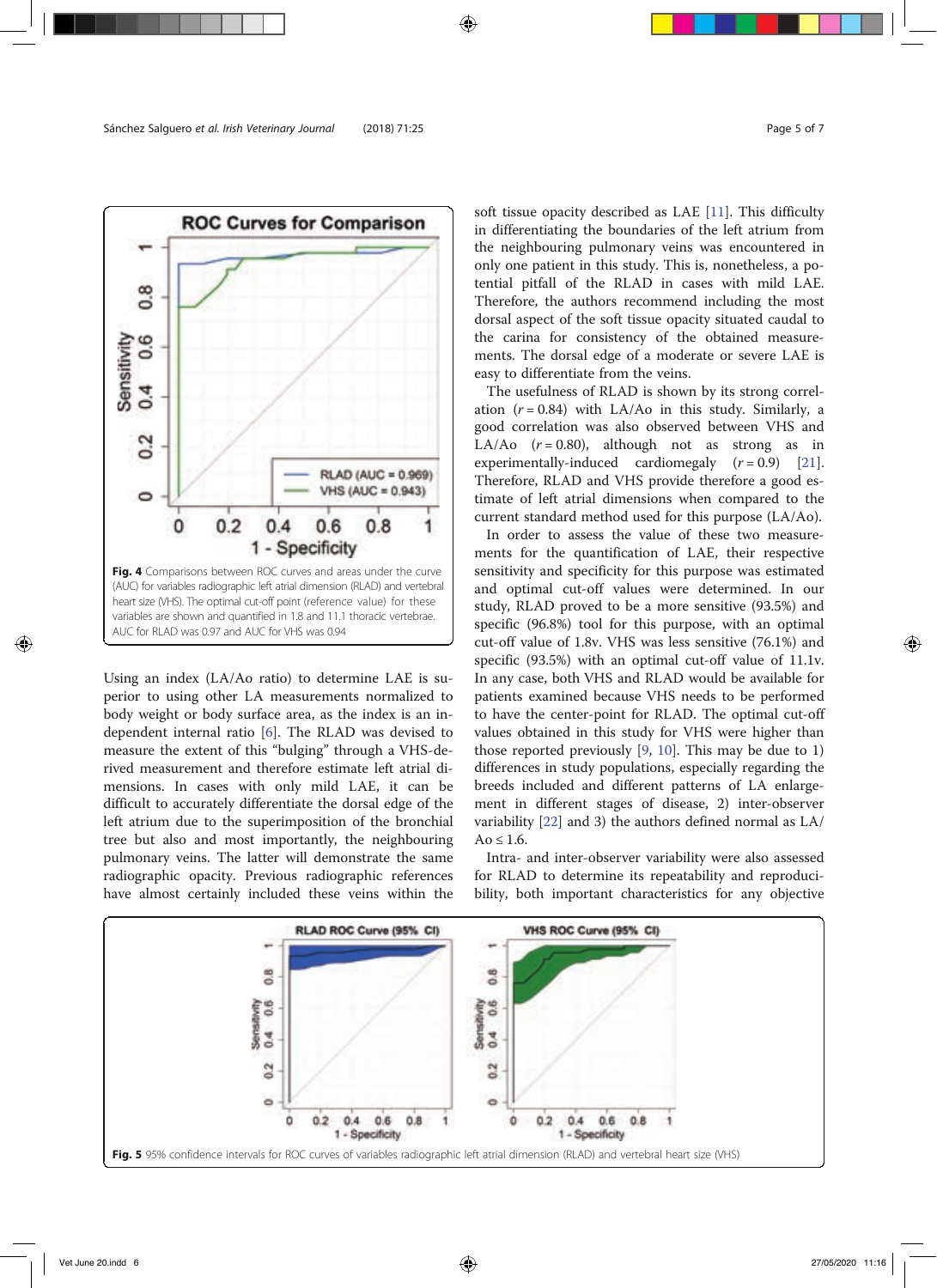Fig. 4 Comparisons between ROC curves and areas under the curve (AUC) for variables radiographic left atrial dimension (RLAD) and vertebral heart size (VHS). The optimal cut-off point (reference value) for these variables are shown and quantified in 1.8 and 11.1 thoracic vertebrae. AUC for RLAD was 0.97 and AUC for VHS was 0.94

Using an index (LA/Ao ratio) to determine LAE is superior to using other LA measurements normalized to body weight or body surface area, as the index is an independent internal ratio [6]. The RLAD was devised to measure the extent of this "bulging" through a VHS-derived measurement and therefore estimate left atrial dimensions. In cases with only mild LAE, it can be difficult to accurately differentiate the dorsal edge of the left atrium due to the superimposition of the bronchial tree but also and most importantly, the neighbouring pulmonary veins. The latter will demonstrate the same radiographic opacity. Previous radiographic references have almost certainly included these veins within the soft tissue opacity described as LAE [11]. This difficulty in differentiating the boundaries of the left atrium from the neighbouring pulmonary veins was encountered in only one patient in this study. This is, nonetheless, a potential pitfall of the RLAD in cases with mild LAE. Therefore, the authors recommend including the most dorsal aspect of the soft tissue opacity situated caudal to the carina for consistency of the obtained measurements. The dorsal edge of a moderate or severe LAE is easy to differentiate from the veins.

The usefulness of RLAD is shown by its strong correlation ($r = 0.84$) with LA/Ao in this study. Similarly, a good correlation was also observed between VHS and LA/Ao ($r = 0.80$), although not as strong as in experimentally-induced cardiomegaly ($r = 0.9$) [21]. Therefore, RLAD and VHS provide therefore a good estimate of left atrial dimensions when compared to the current standard method used for this purpose (LA/Ao).

In order to assess the value of these two measurements for the quantification of LAE, their respective sensitivity and specificity for this purpose was estimated and optimal cut-off values were determined. In our study, RLAD proved to be a more sensitive (93.5%) and specific (96.8%) tool for this purpose, with an optimal cut-off value of 1.8v. VHS was less sensitive (76.1%) and specific (93.5%) with an optimal cut-off value of 11.1v. In any case, both VHS and RLAD would be available for patients examined because VHS needs to be performed to have the center-point for RLAD. The optimal cut-off values obtained in this study for VHS were higher than those reported previously [9, 10]. This may be due to 1) differences in study populations, especially regarding the breeds included and different patterns of LA enlargement in different stages of disease, 2) inter-observer variability [22] and 3) the authors defined normal as LA/Ao ≤ 1.6.

Intra- and inter-observer variability were also assessed for RLAD to determine its repeatability and reproducibility, both important characteristics for any objective

Fig. 5 95% confidence intervals for ROC curves of variables radiographic left atrial dimension (RLAD) and vertebral heart size (VHS)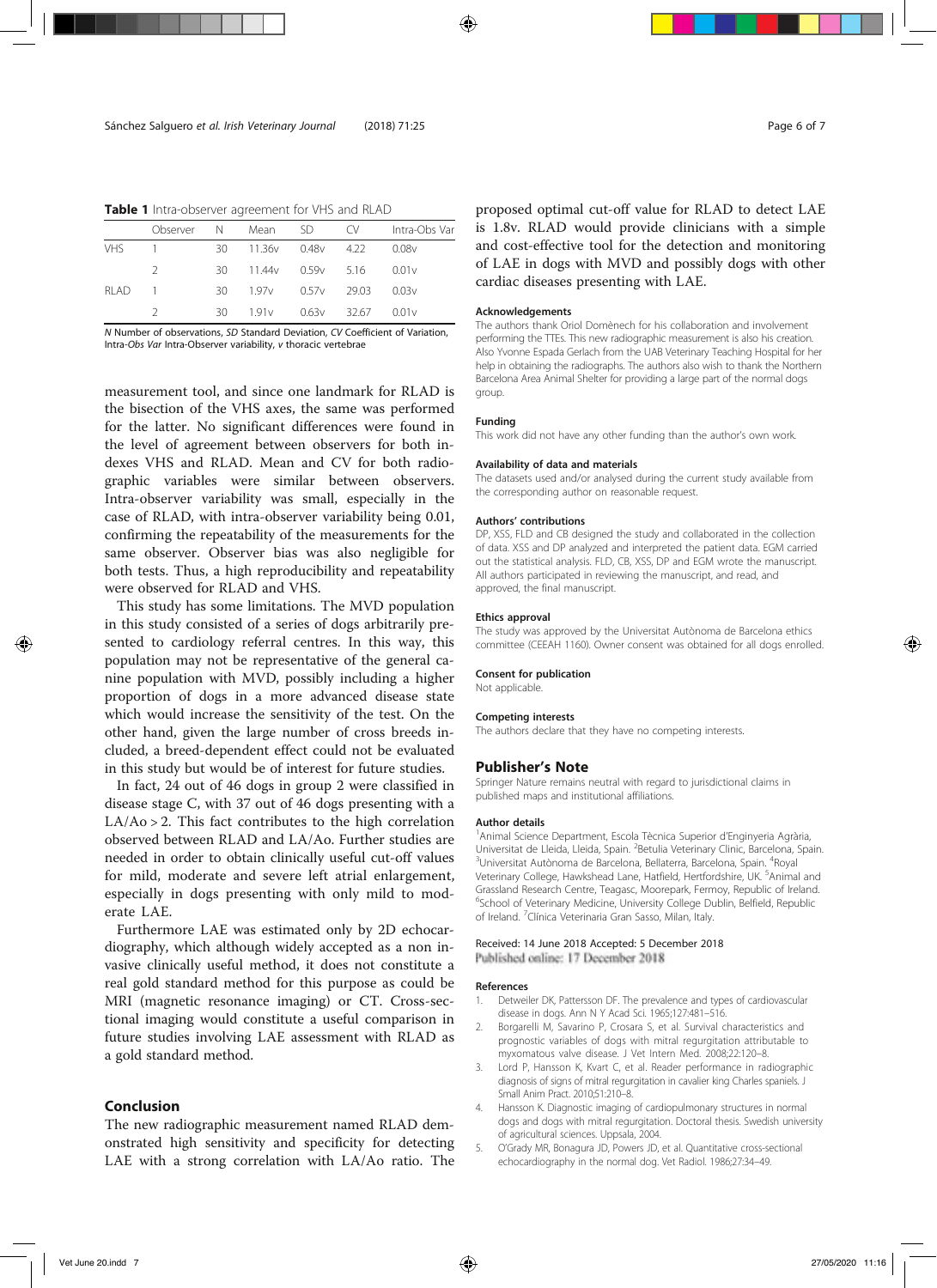**Table 1** Intra-observer agreement for VHS and RLAD

| | Observer | N | Mean | SD | CV | Intra-Obs Var |
|---|---|---|---|---|---|---|
| VHS | 1 | 30 | 11.36v | 0.48v | 4.22 | 0.08v |
| | 2 | 30 | 11.44v | 0.59v | 5.16 | 0.01v |
| RLAD | 1 | 30 | 1.97v | 0.57v | 29.03 | 0.03v |
| | 2 | 30 | 1.91v | 0.63v | 32.67 | 0.01v |

*N* Number of observations, *SD* Standard Deviation, *CV* Coefficient of Variation, Intra-*Obs Var* Intra-Observer variability, *v* thoracic vertebrae

measurement tool, and since one landmark for RLAD is the bisection of the VHS axes, the same was performed for the latter. No significant differences were found in the level of agreement between observers for both indexes VHS and RLAD. Mean and CV for both radiographic variables were similar between observers. Intra-observer variability was small, especially in the case of RLAD, with intra-observer variability being 0.01, confirming the repeatability of the measurements for the same observer. Observer bias was also negligible for both tests. Thus, a high reproducibility and repeatability were observed for RLAD and VHS.

This study has some limitations. The MVD population in this study consisted of a series of dogs arbitrarily presented to cardiology referral centres. In this way, this population may not be representative of the general canine population with MVD, possibly including a higher proportion of dogs in a more advanced disease state which would increase the sensitivity of the test. On the other hand, given the large number of cross breeds included, a breed-dependent effect could not be evaluated in this study but would be of interest for future studies.

In fact, 24 out of 46 dogs in group 2 were classified in disease stage C, with 37 out of 46 dogs presenting with a LA/Ao > 2. This fact contributes to the high correlation observed between RLAD and LA/Ao. Further studies are needed in order to obtain clinically useful cut-off values for mild, moderate and severe left atrial enlargement, especially in dogs presenting with only mild to moderate LAE.

Furthermore LAE was estimated only by 2D echocardiography, which although widely accepted as a non invasive clinically useful method, it does not constitute a real gold standard method for this purpose as could be MRI (magnetic resonance imaging) or CT. Cross-sectional imaging would constitute a useful comparison in future studies involving LAE assessment with RLAD as a gold standard method.

## Conclusion

The new radiographic measurement named RLAD demonstrated high sensitivity and specificity for detecting LAE with a strong correlation with LA/Ao ratio. The proposed optimal cut-off value for RLAD to detect LAE is 1.8v. RLAD would provide clinicians with a simple and cost-effective tool for the detection and monitoring of LAE in dogs with MVD and possibly dogs with other cardiac diseases presenting with LAE.

#### Acknowledgements

The authors thank Oriol Domènech for his collaboration and involvement performing the TTEs. This new radiographic measurement is also his creation. Also Yvonne Espada Gerlach from the UAB Veterinary Teaching Hospital for her help in obtaining the radiographs. The authors also wish to thank the Northern Barcelona Area Animal Shelter for providing a large part of the normal dogs group.

#### Funding

This work did not have any other funding than the author's own work.

#### Availability of data and materials

The datasets used and/or analysed during the current study available from the corresponding author on reasonable request.

#### Authors' contributions

DP, XSS, FLD and CB designed the study and collaborated in the collection of data. XSS and DP analyzed and interpreted the patient data. EGM carried out the statistical analysis. FLD, CB, XSS, DP and EGM wrote the manuscript. All authors participated in reviewing the manuscript, and read, and approved, the final manuscript.

#### Ethics approval

The study was approved by the Universitat Autònoma de Barcelona ethics committee (CEEAH 1160). Owner consent was obtained for all dogs enrolled.

#### Consent for publication

Not applicable.

#### Competing interests

The authors declare that they have no competing interests.

### Publisher's Note

Springer Nature remains neutral with regard to jurisdictional claims in published maps and institutional affiliations.

#### Author details

[1]Animal Science Department, Escola Tècnica Superior d'Enginyeria Agrària, Universitat de Lleida, Lleida, Spain. [2]Betulia Veterinary Clinic, Barcelona, Spain. [3]Universitat Autònoma de Barcelona, Bellaterra, Barcelona, Spain. [4]Royal Veterinary College, Hawkshead Lane, Hatfield, Hertfordshire, UK. [5]Animal and Grassland Research Centre, Teagasc, Moorepark, Fermoy, Republic of Ireland. [6]School of Veterinary Medicine, University College Dublin, Belfield, Republic of Ireland. [7]Clínica Veterinaria Gran Sasso, Milan, Italy.

Received: 14 June 2018 Accepted: 5 December 2018
Published online: 17 December 2018

#### References

1. Detweiler DK, Pattersson DF. The prevalence and types of cardiovascular disease in dogs. Ann N Y Acad Sci. 1965;127:481–516.
2. Borgarelli M, Savarino P, Crosara S, et al. Survival characteristics and prognostic variables of dogs with mitral regurgitation attributable to myxomatous valve disease. J Vet Intern Med. 2008;22:120–8.
3. Lord P, Hansson K, Kvart C, et al. Reader performance in radiographic diagnosis of signs of mitral regurgitation in cavalier king Charles spaniels. J Small Anim Pract. 2010;51:210–8.
4. Hansson K. Diagnostic imaging of cardiopulmonary structures in normal dogs and dogs with mitral regurgitation. Doctoral thesis. Swedish university of agricultural sciences. Uppsala, 2004.
5. O'Grady MR, Bonagura JD, Powers JD, et al. Quantitative cross-sectional echocardiography in the normal dog. Vet Radiol. 1986;27:34–49.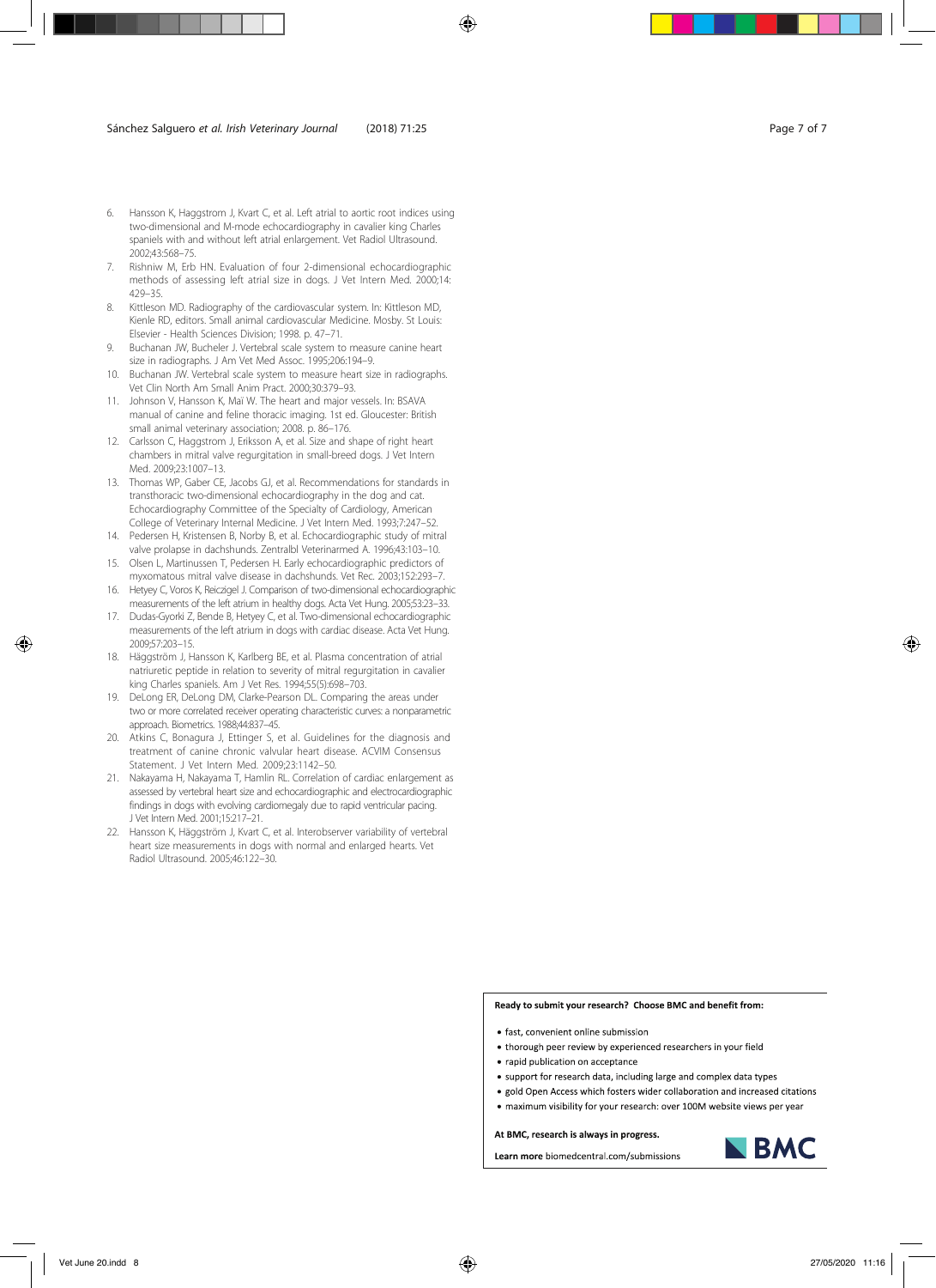6. Hansson K, Haggstrom J, Kvart C, et al. Left atrial to aortic root indices using two-dimensional and M-mode echocardiography in cavalier king Charles spaniels with and without left atrial enlargement. Vet Radiol Ultrasound. 2002;43:568–75.
7. Rishniw M, Erb HN. Evaluation of four 2-dimensional echocardiographic methods of assessing left atrial size in dogs. J Vet Intern Med. 2000;14: 429–35.
8. Kittleson MD. Radiography of the cardiovascular system. In: Kittleson MD, Kienle RD, editors. Small animal cardiovascular Medicine. Mosby. St Louis: Elsevier - Health Sciences Division; 1998. p. 47–71.
9. Buchanan JW, Bucheler J. Vertebral scale system to measure canine heart size in radiographs. J Am Vet Med Assoc. 1995;206:194–9.
10. Buchanan JW. Vertebral scale system to measure heart size in radiographs. Vet Clin North Am Small Anim Pract. 2000;30:379–93.
11. Johnson V, Hansson K, Maï W. The heart and major vessels. In: BSAVA manual of canine and feline thoracic imaging. 1st ed. Gloucester: British small animal veterinary association; 2008. p. 86–176.
12. Carlsson C, Haggstrom J, Eriksson A, et al. Size and shape of right heart chambers in mitral valve regurgitation in small-breed dogs. J Vet Intern Med. 2009;23:1007–13.
13. Thomas WP, Gaber CE, Jacobs GJ, et al. Recommendations for standards in transthoracic two-dimensional echocardiography in the dog and cat. Echocardiography Committee of the Specialty of Cardiology, American College of Veterinary Internal Medicine. J Vet Intern Med. 1993;7:247–52.
14. Pedersen H, Kristensen B, Norby B, et al. Echocardiographic study of mitral valve prolapse in dachshunds. Zentralbl Veterinarmed A. 1996;43:103–10.
15. Olsen L, Martinussen T, Pedersen H. Early echocardiographic predictors of myxomatous mitral valve disease in dachshunds. Vet Rec. 2003;152:293–7.
16. Hetyey C, Voros K, Reiczigel J. Comparison of two-dimensional echocardiographic measurements of the left atrium in healthy dogs. Acta Vet Hung. 2005;53:23–33.
17. Dudas-Gyorki Z, Bende B, Hetyey C, et al. Two-dimensional echocardiographic measurements of the left atrium in dogs with cardiac disease. Acta Vet Hung. 2009;57:203–15.
18. Häggström J, Hansson K, Karlberg BE, et al. Plasma concentration of atrial natriuretic peptide in relation to severity of mitral regurgitation in cavalier king Charles spaniels. Am J Vet Res. 1994;55(5):698–703.
19. DeLong ER, DeLong DM, Clarke-Pearson DL. Comparing the areas under two or more correlated receiver operating characteristic curves: a nonparametric approach. Biometrics. 1988;44:837–45.
20. Atkins C, Bonagura J, Ettinger S, et al. Guidelines for the diagnosis and treatment of canine chronic valvular heart disease. ACVIM Consensus Statement. J Vet Intern Med. 2009;23:1142–50.
21. Nakayama H, Nakayama T, Hamlin RL. Correlation of cardiac enlargement as assessed by vertebral heart size and echocardiographic and electrocardiographic findings in dogs with evolving cardiomegaly due to rapid ventricular pacing. J Vet Intern Med. 2001;15:217–21.
22. Hansson K, Häggström J, Kvart C, et al. Interobserver variability of vertebral heart size measurements in dogs with normal and enlarged hearts. Vet Radiol Ultrasound. 2005;46:122–30.

**Ready to submit your research? Choose BMC and benefit from:**

- fast, convenient online submission
- thorough peer review by experienced researchers in your field
- rapid publication on acceptance
- support for research data, including large and complex data types
- gold Open Access which fosters wider collaboration and increased citations
- maximum visibility for your research: over 100M website views per year

**At BMC, research is always in progress.**

**Learn more** biomedcentral.com/submissions

BMC